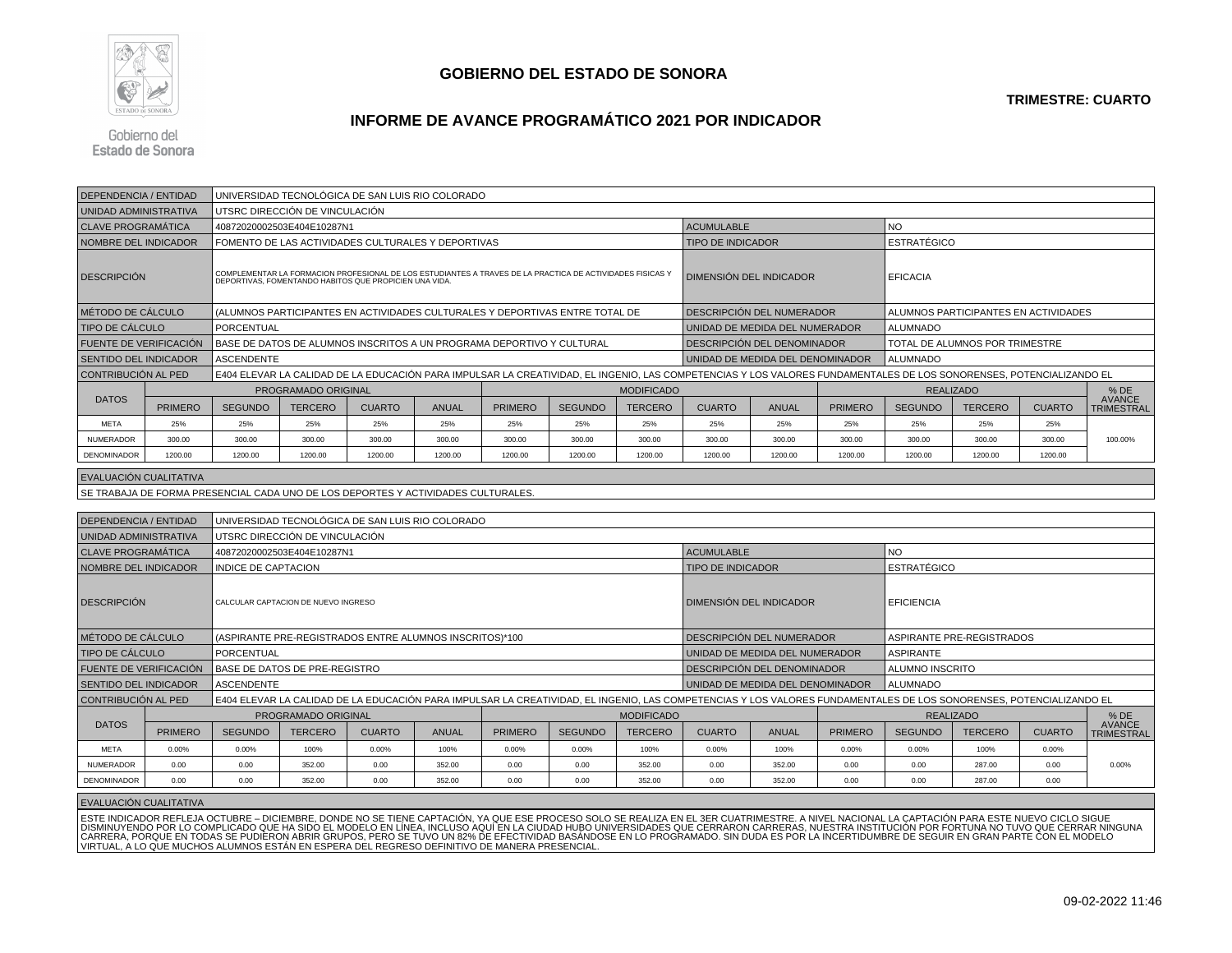# GOBIERNO DEL ESTADO DE SONORA

**TRIMESTRE: CUARTO**

## INFORME DE AVANCE PROGRAMÁTICO 2021 POR INDICADOR

Gobierno del Estado de Sonora

| DEPENDENCIA / ENTIDAD | UNIVERSIDAD TECNOLÓGICA DE SAN LUIS RIO COLORADO | | |
|---|---|---|---|
| UNIDAD ADMINISTRATIVA | UTSRC DIRECCIÓN DE VINCULACIÓN | | |
| CLAVE PROGRAMÁTICA | 40872020002503E404E10287N1 | ACUMULABLE | NO |
| NOMBRE DEL INDICADOR | FOMENTO DE LAS ACTIVIDADES CULTURALES Y DEPORTIVAS | TIPO DE INDICADOR | ESTRATÉGICO |
| DESCRIPCIÓN | COMPLEMENTAR LA FORMACION PROFESIONAL DE LOS ESTUDIANTES A TRAVES DE LA PRACTICA DE ACTIVIDADES FISICAS Y DEPORTIVAS, FOMENTANDO HABITOS QUE PROPICIEN UNA VIDA. | DIMENSIÓN DEL INDICADOR | EFICACIA |
| MÉTODO DE CÁLCULO | (ALUMNOS PARTICIPANTES EN ACTIVIDADES CULTURALES Y DEPORTIVAS ENTRE TOTAL DE | DESCRIPCIÓN DEL NUMERADOR | ALUMNOS PARTICIPANTES EN ACTIVIDADES |
| TIPO DE CÁLCULO | PORCENTUAL | UNIDAD DE MEDIDA DEL NUMERADOR | ALUMNADO |
| FUENTE DE VERIFICACIÓN | BASE DE DATOS DE ALUMNOS INSCRITOS A UN PROGRAMA DEPORTIVO Y CULTURAL | DESCRIPCIÓN DEL DENOMINADOR | TOTAL DE ALUMNOS POR TRIMESTRE |
| SENTIDO DEL INDICADOR | ASCENDENTE | UNIDAD DE MEDIDA DEL DENOMINADOR | ALUMNADO |
| CONTRIBUCIÓN AL PED | E404 ELEVAR LA CALIDAD DE LA EDUCACIÓN PARA IMPULSAR LA CREATIVIDAD, EL INGENIO, LAS COMPETENCIAS Y LOS VALORES FUNDAMENTALES DE LOS SONORENSES, POTENCIALIZANDO EL | | |

| DATOS | PROGRAMADO ORIGINAL | | | | | MODIFICADO | | | | | REALIZADO | | | | % DE AVANCE TRIMESTRAL |
|---|---|---|---|---|---|---|---|---|---|---|---|---|---|---|---|
| | PRIMERO | SEGUNDO | TERCERO | CUARTO | ANUAL | PRIMERO | SEGUNDO | TERCERO | CUARTO | ANUAL | PRIMERO | SEGUNDO | TERCERO | CUARTO | |
| META | 25% | 25% | 25% | 25% | 25% | 25% | 25% | 25% | 25% | 25% | 25% | 25% | 25% | 25% | 100.00% |
| NUMERADOR | 300.00 | 300.00 | 300.00 | 300.00 | 300.00 | 300.00 | 300.00 | 300.00 | 300.00 | 300.00 | 300.00 | 300.00 | 300.00 | 300.00 | |
| DENOMINADOR | 1200.00 | 1200.00 | 1200.00 | 1200.00 | 1200.00 | 1200.00 | 1200.00 | 1200.00 | 1200.00 | 1200.00 | 1200.00 | 1200.00 | 1200.00 | 1200.00 | |

**EVALUACIÓN CUALITATIVA**

SE TRABAJA DE FORMA PRESENCIAL CADA UNO DE LOS DEPORTES Y ACTIVIDADES CULTURALES.

| DEPENDENCIA / ENTIDAD | UNIVERSIDAD TECNOLÓGICA DE SAN LUIS RIO COLORADO | | |
|---|---|---|---|
| UNIDAD ADMINISTRATIVA | UTSRC DIRECCIÓN DE VINCULACIÓN | | |
| CLAVE PROGRAMÁTICA | 40872020002503E404E10287N1 | ACUMULABLE | NO |
| NOMBRE DEL INDICADOR | INDICE DE CAPTACION | TIPO DE INDICADOR | ESTRATÉGICO |
| DESCRIPCIÓN | CALCULAR CAPTACION DE NUEVO INGRESO | DIMENSIÓN DEL INDICADOR | EFICIENCIA |
| MÉTODO DE CÁLCULO | (ASPIRANTE PRE-REGISTRADOS ENTRE ALUMNOS INSCRITOS)*100 | DESCRIPCIÓN DEL NUMERADOR | ASPIRANTE PRE-REGISTRADOS |
| TIPO DE CÁLCULO | PORCENTUAL | UNIDAD DE MEDIDA DEL NUMERADOR | ASPIRANTE |
| FUENTE DE VERIFICACIÓN | BASE DE DATOS DE PRE-REGISTRO | DESCRIPCIÓN DEL DENOMINADOR | ALUMNO INSCRITO |
| SENTIDO DEL INDICADOR | ASCENDENTE | UNIDAD DE MEDIDA DEL DENOMINADOR | ALUMNADO |
| CONTRIBUCIÓN AL PED | E404 ELEVAR LA CALIDAD DE LA EDUCACIÓN PARA IMPULSAR LA CREATIVIDAD, EL INGENIO, LAS COMPETENCIAS Y LOS VALORES FUNDAMENTALES DE LOS SONORENSES, POTENCIALIZANDO EL | | |

| DATOS | PROGRAMADO ORIGINAL | | | | | MODIFICADO | | | | | REALIZADO | | | | % DE AVANCE TRIMESTRAL |
|---|---|---|---|---|---|---|---|---|---|---|---|---|---|---|---|
| | PRIMERO | SEGUNDO | TERCERO | CUARTO | ANUAL | PRIMERO | SEGUNDO | TERCERO | CUARTO | ANUAL | PRIMERO | SEGUNDO | TERCERO | CUARTO | |
| META | 0.00% | 0.00% | 100% | 0.00% | 100% | 0.00% | 0.00% | 100% | 0.00% | 100% | 0.00% | 0.00% | 100% | 0.00% | 0.00% |
| NUMERADOR | 0.00 | 0.00 | 352.00 | 0.00 | 352.00 | 0.00 | 0.00 | 352.00 | 0.00 | 352.00 | 0.00 | 0.00 | 287.00 | 0.00 | |
| DENOMINADOR | 0.00 | 0.00 | 352.00 | 0.00 | 352.00 | 0.00 | 0.00 | 352.00 | 0.00 | 352.00 | 0.00 | 0.00 | 287.00 | 0.00 | |

**EVALUACIÓN CUALITATIVA**

ESTE INDICADOR REFLEJA OCTUBRE – DICIEMBRE, DONDE NO SE TIENE CAPTACIÓN, YA QUE ESE PROCESO SOLO SE REALIZA EN EL 3ER CUATRIMESTRE. A NIVEL NACIONAL LA CAPTACIÓN PARA ESTE NUEVO CICLO SIGUE DISMINUYENDO POR LO COMPLICADO QUE HA SIDO EL MODELO EN LINEA, INCLUSO AQUÍ EN LA CIUDAD HUBO UNIVERSIDADES QUE CERRARON CARRERAS, NUESTRA INSTITUCIÓN POR FORTUNA NO TUVO QUE CERRAR NINGUNA CARRERA, PORQUE EN TODAS SE PUDIERON ABRIR GRUPOS, PERO SE TUVO UN 82% DE EFECTIVIDAD BASÁNDOSE EN LO PROGRAMADO. SIN DUDA ES POR LA INCERTIDUMBRE DE SEGUIR EN GRAN PARTE CON EL MODELO VIRTUAL, A LO QUE MUCHOS ALUMNOS ESTÁN EN ESPERA DEL REGRESO DEFINITIVO DE MANERA PRESENCIAL.

09-02-2022 11:46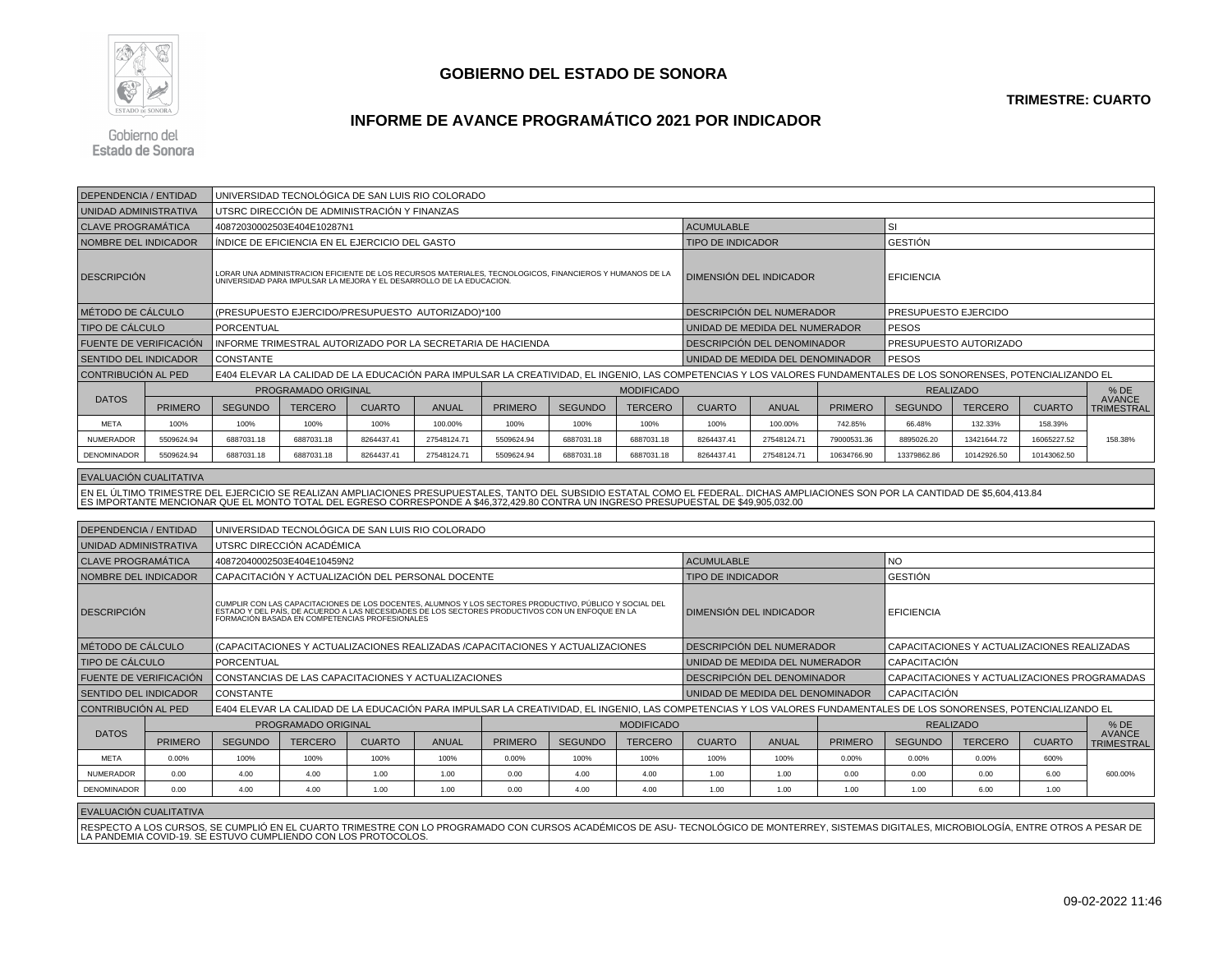# GOBIERNO DEL ESTADO DE SONORA

**TRIMESTRE: CUARTO**

## INFORME DE AVANCE PROGRAMÁTICO 2021 POR INDICADOR

| DEPENDENCIA / ENTIDAD | UNIVERSIDAD TECNOLÓGICA DE SAN LUIS RIO COLORADO | | |
|---|---|---|---|
| UNIDAD ADMINISTRATIVA | UTSRC DIRECCIÓN DE ADMINISTRACIÓN Y FINANZAS | | |
| CLAVE PROGRAMÁTICA | 40872030002503E404E10287N1 | ACUMULABLE | SI |
| NOMBRE DEL INDICADOR | ÍNDICE DE EFICIENCIA EN EL EJERCICIO DEL GASTO | TIPO DE INDICADOR | GESTIÓN |
| DESCRIPCIÓN | LORAR UNA ADMINISTRACION EFICIENTE DE LOS RECURSOS MATERIALES, TECNOLOGICOS, FINANCIEROS Y HUMANOS DE LA UNIVERSIDAD PARA IMPULSAR LA MEJORA Y EL DESARROLLO DE LA EDUCACION. | DIMENSIÓN DEL INDICADOR | EFICIENCIA |
| MÉTODO DE CÁLCULO | (PRESUPUESTO EJERCIDO/PRESUPUESTO AUTORIZADO)*100 | DESCRIPCIÓN DEL NUMERADOR | PRESUPUESTO EJERCIDO |
| TIPO DE CÁLCULO | PORCENTUAL | UNIDAD DE MEDIDA DEL NUMERADOR | PESOS |
| FUENTE DE VERIFICACIÓN | INFORME TRIMESTRAL AUTORIZADO POR LA SECRETARIA DE HACIENDA | DESCRIPCIÓN DEL DENOMINADOR | PRESUPUESTO AUTORIZADO |
| SENTIDO DEL INDICADOR | CONSTANTE | UNIDAD DE MEDIDA DEL DENOMINADOR | PESOS |
| CONTRIBUCIÓN AL PED | E404 ELEVAR LA CALIDAD DE LA EDUCACIÓN PARA IMPULSAR LA CREATIVIDAD, EL INGENIO, LAS COMPETENCIAS Y LOS VALORES FUNDAMENTALES DE LOS SONORENSES, POTENCIALIZANDO EL | | |

| DATOS | PROGRAMADO ORIGINAL | | | | | MODIFICADO | | | | | REALIZADO | | | | % DE AVANCE TRIMESTRAL |
|---|---|---|---|---|---|---|---|---|---|---|---|---|---|---|---|
| | PRIMERO | SEGUNDO | TERCERO | CUARTO | ANUAL | PRIMERO | SEGUNDO | TERCERO | CUARTO | ANUAL | PRIMERO | SEGUNDO | TERCERO | CUARTO | |
| META | 100% | 100% | 100% | 100% | 100.00% | 100% | 100% | 100% | 100% | 100.00% | 742.85% | 66.48% | 132.33% | 158.39% | 158.38% |
| NUMERADOR | 5509624.94 | 6887031.18 | 6887031.18 | 8264437.41 | 27548124.71 | 5509624.94 | 6887031.18 | 6887031.18 | 8264437.41 | 27548124.71 | 79000531.36 | 8895026.20 | 13421644.72 | 16065227.52 | |
| DENOMINADOR | 5509624.94 | 6887031.18 | 6887031.18 | 8264437.41 | 27548124.71 | 5509624.94 | 6887031.18 | 6887031.18 | 8264437.41 | 27548124.71 | 10634766.90 | 13379862.86 | 10142926.50 | 10143062.50 | |

**EVALUACIÓN CUALITATIVA**

EN EL ÚLTIMO TRIMESTRE DEL EJERCICIO SE REALIZAN AMPLIACIONES PRESUPUESTALES, TANTO DEL SUBSIDIO ESTATAL COMO EL FEDERAL. DICHAS AMPLIACIONES SON POR LA CANTIDAD DE $5,604,413.84
ES IMPORTANTE MENCIONAR QUE EL MONTO TOTAL DEL EGRESO CORRESPONDE A $46,372,429.80 CONTRA UN INGRESO PRESUPUESTAL DE $49,905,032.00

| DEPENDENCIA / ENTIDAD | UNIVERSIDAD TECNOLÓGICA DE SAN LUIS RIO COLORADO | | |
|---|---|---|---|
| UNIDAD ADMINISTRATIVA | UTSRC DIRECCIÓN ACADÉMICA | | |
| CLAVE PROGRAMÁTICA | 40872040002503E404E10459N2 | ACUMULABLE | NO |
| NOMBRE DEL INDICADOR | CAPACITACIÓN Y ACTUALIZACIÓN DEL PERSONAL DOCENTE | TIPO DE INDICADOR | GESTIÓN |
| DESCRIPCIÓN | CUMPLIR CON LAS CAPACITACIONES DE LOS DOCENTES, ALUMNOS Y LOS SECTORES PRODUCTIVO, PÚBLICO Y SOCIAL DEL ESTADO Y DEL PAÍS, DE ACUERDO A LAS NECESIDADES DE LOS SECTORES PRODUCTIVOS CON UN ENFOQUE EN LA FORMACIÓN BASADA EN COMPETENCIAS PROFESIONALES | DIMENSIÓN DEL INDICADOR | EFICIENCIA |
| MÉTODO DE CÁLCULO | (CAPACITACIONES Y ACTUALIZACIONES REALIZADAS /CAPACITACIONES Y ACTUALIZACIONES | DESCRIPCIÓN DEL NUMERADOR | CAPACITACIONES Y ACTUALIZACIONES REALIZADAS |
| TIPO DE CÁLCULO | PORCENTUAL | UNIDAD DE MEDIDA DEL NUMERADOR | CAPACITACIÓN |
| FUENTE DE VERIFICACIÓN | CONSTANCIAS DE LAS CAPACITACIONES Y ACTUALIZACIONES | DESCRIPCIÓN DEL DENOMINADOR | CAPACITACIONES Y ACTUALIZACIONES PROGRAMADAS |
| SENTIDO DEL INDICADOR | CONSTANTE | UNIDAD DE MEDIDA DEL DENOMINADOR | CAPACITACIÓN |
| CONTRIBUCIÓN AL PED | E404 ELEVAR LA CALIDAD DE LA EDUCACIÓN PARA IMPULSAR LA CREATIVIDAD, EL INGENIO, LAS COMPETENCIAS Y LOS VALORES FUNDAMENTALES DE LOS SONORENSES, POTENCIALIZANDO EL | | |

| DATOS | PROGRAMADO ORIGINAL | | | | | MODIFICADO | | | | | REALIZADO | | | | % DE AVANCE TRIMESTRAL |
|---|---|---|---|---|---|---|---|---|---|---|---|---|---|---|---|
| | PRIMERO | SEGUNDO | TERCERO | CUARTO | ANUAL | PRIMERO | SEGUNDO | TERCERO | CUARTO | ANUAL | PRIMERO | SEGUNDO | TERCERO | CUARTO | |
| META | 0.00% | 100% | 100% | 100% | 100% | 0.00% | 100% | 100% | 100% | 100% | 0.00% | 0.00% | 0.00% | 600% | 600.00% |
| NUMERADOR | 0.00 | 4.00 | 4.00 | 1.00 | 1.00 | 0.00 | 4.00 | 4.00 | 1.00 | 1.00 | 0.00 | 0.00 | 0.00 | 6.00 | |
| DENOMINADOR | 0.00 | 4.00 | 4.00 | 1.00 | 1.00 | 0.00 | 4.00 | 4.00 | 1.00 | 1.00 | 1.00 | 1.00 | 6.00 | 1.00 | |

**EVALUACIÓN CUALITATIVA**

RESPECTO A LOS CURSOS, SE CUMPLIÓ EN EL CUARTO TRIMESTRE CON LO PROGRAMADO CON CURSOS ACADÉMICOS DE ASU- TECNOLÓGICO DE MONTERREY, SISTEMAS DIGITALES, MICROBIOLOGÍA, ENTRE OTROS A PESAR DE LA PANDEMIA COVID-19. SE ESTUVO CUMPLIENDO CON LOS PROTOCOLOS.

09-02-2022 11:46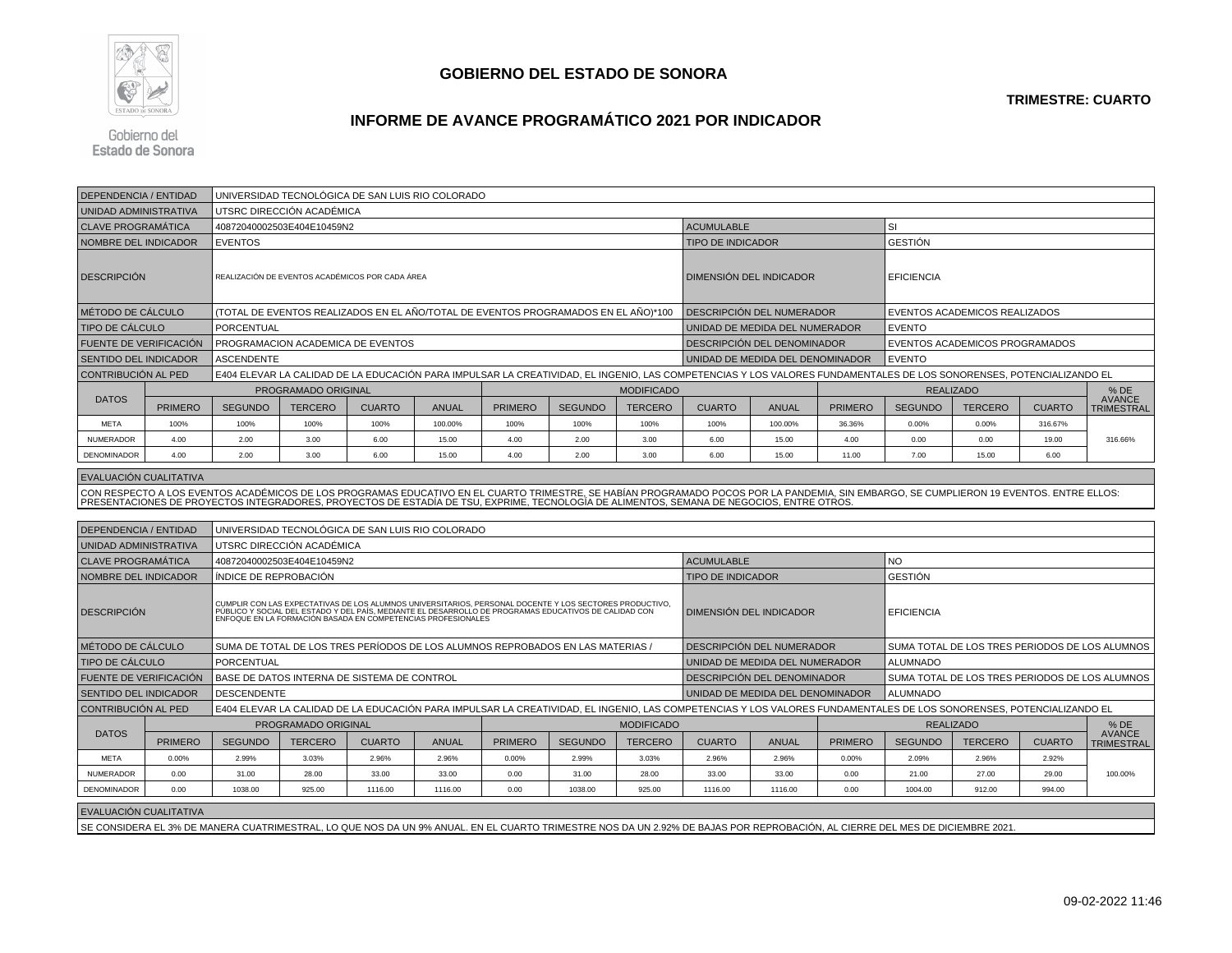# GOBIERNO DEL ESTADO DE SONORA

**TRIMESTRE: CUARTO**

## INFORME DE AVANCE PROGRAMÁTICO 2021 POR INDICADOR

| | | | |
|---|---|---|---|
| DEPENDENCIA / ENTIDAD | UNIVERSIDAD TECNOLÓGICA DE SAN LUIS RIO COLORADO | | |
| UNIDAD ADMINISTRATIVA | UTSRC DIRECCIÓN ACADÉMICA | | |
| CLAVE PROGRAMÁTICA | 40872040002503E404E10459N2 | ACUMULABLE | SI |
| NOMBRE DEL INDICADOR | EVENTOS | TIPO DE INDICADOR | GESTIÓN |
| DESCRIPCIÓN | REALIZACIÓN DE EVENTOS ACADÉMICOS POR CADA ÁREA | DIMENSIÓN DEL INDICADOR | EFICIENCIA |
| MÉTODO DE CÁLCULO | (TOTAL DE EVENTOS REALIZADOS EN EL AÑO/TOTAL DE EVENTOS PROGRAMADOS EN EL AÑO)*100 | DESCRIPCIÓN DEL NUMERADOR | EVENTOS ACADEMICOS REALIZADOS |
| TIPO DE CÁLCULO | PORCENTUAL | UNIDAD DE MEDIDA DEL NUMERADOR | EVENTO |
| FUENTE DE VERIFICACIÓN | PROGRAMACION ACADEMICA DE EVENTOS | DESCRIPCIÓN DEL DENOMINADOR | EVENTOS ACADEMICOS PROGRAMADOS |
| SENTIDO DEL INDICADOR | ASCENDENTE | UNIDAD DE MEDIDA DEL DENOMINADOR | EVENTO |
| CONTRIBUCIÓN AL PED | E404 ELEVAR LA CALIDAD DE LA EDUCACIÓN PARA IMPULSAR LA CREATIVIDAD, EL INGENIO, LAS COMPETENCIAS Y LOS VALORES FUNDAMENTALES DE LOS SONORENSES, POTENCIALIZANDO EL | | |

| DATOS | PROGRAMADO ORIGINAL | | | | | MODIFICADO | | | | | REALIZADO | | | | % DE AVANCE TRIMESTRAL |
|---|---|---|---|---|---|---|---|---|---|---|---|---|---|---|---|
| | PRIMERO | SEGUNDO | TERCERO | CUARTO | ANUAL | PRIMERO | SEGUNDO | TERCERO | CUARTO | ANUAL | PRIMERO | SEGUNDO | TERCERO | CUARTO | |
| META | 100% | 100% | 100% | 100% | 100.00% | 100% | 100% | 100% | 100% | 100.00% | 36.36% | 0.00% | 0.00% | 316.67% | 316.66% |
| NUMERADOR | 4.00 | 2.00 | 3.00 | 6.00 | 15.00 | 4.00 | 2.00 | 3.00 | 6.00 | 15.00 | 4.00 | 0.00 | 0.00 | 19.00 | |
| DENOMINADOR | 4.00 | 2.00 | 3.00 | 6.00 | 15.00 | 4.00 | 2.00 | 3.00 | 6.00 | 15.00 | 11.00 | 7.00 | 15.00 | 6.00 | |

**EVALUACIÓN CUALITATIVA**

CON RESPECTO A LOS EVENTOS ACADÉMICOS DE LOS PROGRAMAS EDUCATIVO EN EL CUARTO TRIMESTRE, SE HABÍAN PROGRAMADO POCOS POR LA PANDEMIA, SIN EMBARGO, SE CUMPLIERON 19 EVENTOS. ENTRE ELLOS: PRESENTACIONES DE PROYECTOS INTEGRADORES, PROYECTOS DE ESTADÍA DE TSU, EXPRIME, TECNOLOGÍA DE ALIMENTOS, SEMANA DE NEGOCIOS, ENTRE OTROS.

| | | | |
|---|---|---|---|
| DEPENDENCIA / ENTIDAD | UNIVERSIDAD TECNOLÓGICA DE SAN LUIS RIO COLORADO | | |
| UNIDAD ADMINISTRATIVA | UTSRC DIRECCIÓN ACADÉMICA | | |
| CLAVE PROGRAMÁTICA | 40872040002503E404E10459N2 | ACUMULABLE | NO |
| NOMBRE DEL INDICADOR | ÍNDICE DE REPROBACIÓN | TIPO DE INDICADOR | GESTIÓN |
| DESCRIPCIÓN | CUMPLIR CON LAS EXPECTATIVAS DE LOS ALUMNOS UNIVERSITARIOS, PERSONAL DOCENTE Y LOS SECTORES PRODUCTIVO, PÚBLICO Y SOCIAL DEL ESTADO Y DEL PAÍS, MEDIANTE EL DESARROLLO DE PROGRAMAS EDUCATIVOS DE CALIDAD CON ENFOQUE EN LA FORMACIÓN BASADA EN COMPETENCIAS PROFESIONALES | DIMENSIÓN DEL INDICADOR | EFICIENCIA |
| MÉTODO DE CÁLCULO | SUMA DE TOTAL DE LOS TRES PERÍODOS DE LOS ALUMNOS REPROBADOS EN LAS MATERIAS / | DESCRIPCIÓN DEL NUMERADOR | SUMA TOTAL DE LOS TRES PERIODOS DE LOS ALUMNOS |
| TIPO DE CÁLCULO | PORCENTUAL | UNIDAD DE MEDIDA DEL NUMERADOR | ALUMNADO |
| FUENTE DE VERIFICACIÓN | BASE DE DATOS INTERNA DE SISTEMA DE CONTROL | DESCRIPCIÓN DEL DENOMINADOR | SUMA TOTAL DE LOS TRES PERIODOS DE LOS ALUMNOS |
| SENTIDO DEL INDICADOR | DESCENDENTE | UNIDAD DE MEDIDA DEL DENOMINADOR | ALUMNADO |
| CONTRIBUCIÓN AL PED | E404 ELEVAR LA CALIDAD DE LA EDUCACIÓN PARA IMPULSAR LA CREATIVIDAD, EL INGENIO, LAS COMPETENCIAS Y LOS VALORES FUNDAMENTALES DE LOS SONORENSES, POTENCIALIZANDO EL | | |

| DATOS | PROGRAMADO ORIGINAL | | | | | MODIFICADO | | | | | REALIZADO | | | | % DE AVANCE TRIMESTRAL |
|---|---|---|---|---|---|---|---|---|---|---|---|---|---|---|---|
| | PRIMERO | SEGUNDO | TERCERO | CUARTO | ANUAL | PRIMERO | SEGUNDO | TERCERO | CUARTO | ANUAL | PRIMERO | SEGUNDO | TERCERO | CUARTO | |
| META | 0.00% | 2.99% | 3.03% | 2.96% | 2.96% | 0.00% | 2.99% | 3.03% | 2.96% | 2.96% | 0.00% | 2.09% | 2.96% | 2.92% | 100.00% |
| NUMERADOR | 0.00 | 31.00 | 28.00 | 33.00 | 33.00 | 0.00 | 31.00 | 28.00 | 33.00 | 33.00 | 0.00 | 21.00 | 27.00 | 29.00 | |
| DENOMINADOR | 0.00 | 1038.00 | 925.00 | 1116.00 | 1116.00 | 0.00 | 1038.00 | 925.00 | 1116.00 | 1116.00 | 0.00 | 1004.00 | 912.00 | 994.00 | |

**EVALUACIÓN CUALITATIVA**

SE CONSIDERA EL 3% DE MANERA CUATRIMESTRAL, LO QUE NOS DA UN 9% ANUAL. EN EL CUARTO TRIMESTRE NOS DA UN 2.92% DE BAJAS POR REPROBACIÓN, AL CIERRE DEL MES DE DICIEMBRE 2021.

09-02-2022 11:46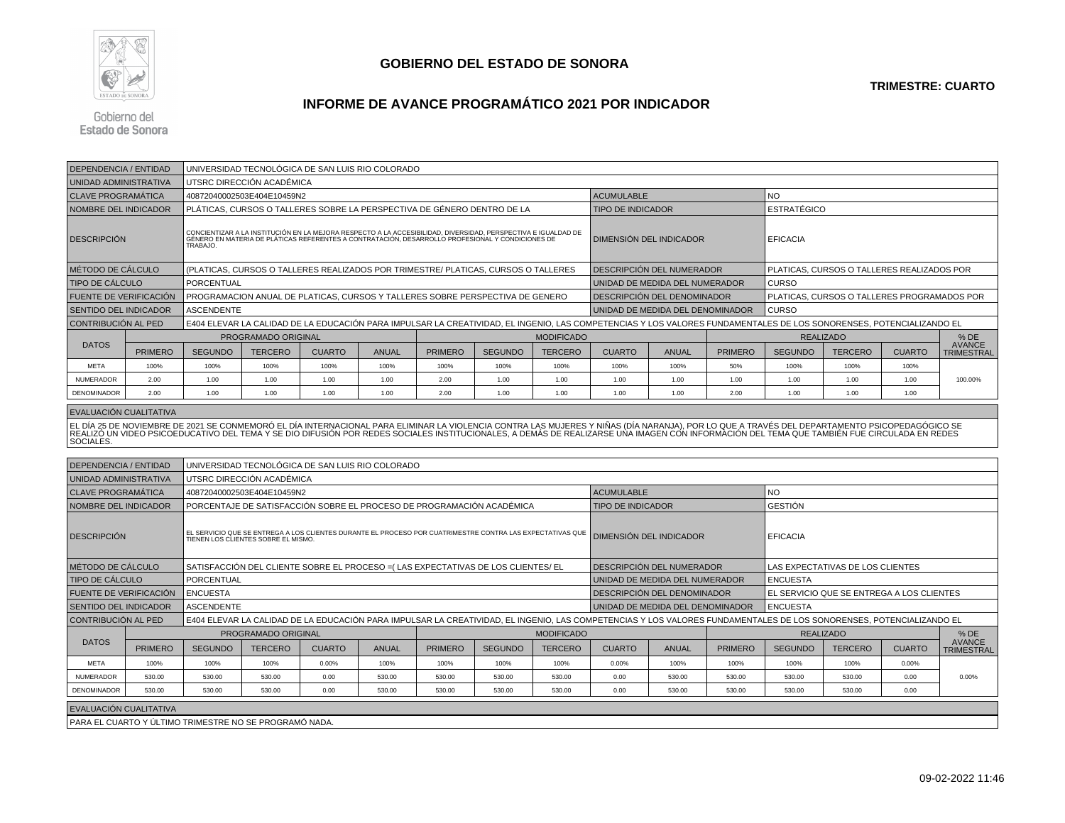# GOBIERNO DEL ESTADO DE SONORA

**TRIMESTRE: CUARTO**

## INFORME DE AVANCE PROGRAMÁTICO 2021 POR INDICADOR

| DEPENDENCIA / ENTIDAD | UNIVERSIDAD TECNOLÓGICA DE SAN LUIS RIO COLORADO | | |
|---|---|---|---|
| UNIDAD ADMINISTRATIVA | UTSRC DIRECCIÓN ACADÉMICA | | |
| CLAVE PROGRAMÁTICA | 40872040002503E404E10459N2 | ACUMULABLE | NO |
| NOMBRE DEL INDICADOR | PLÁTICAS, CURSOS O TALLERES SOBRE LA PERSPECTIVA DE GÉNERO DENTRO DE LA | TIPO DE INDICADOR | ESTRATÉGICO |
| DESCRIPCIÓN | CONCIENTIZAR A LA INSTITUCIÓN EN LA MEJORA RESPECTO A LA ACCESIBILIDAD, DIVERSIDAD, PERSPECTIVA E IGUALDAD DE GÉNERO EN MATERIA DE PLÁTICAS REFERENTES A CONTRATACIÓN, DESARROLLO PROFESIONAL Y CONDICIONES DE TRABAJO. | DIMENSIÓN DEL INDICADOR | EFICACIA |
| MÉTODO DE CÁLCULO | (PLATICAS, CURSOS O TALLERES REALIZADOS POR TRIMESTRE/ PLATICAS, CURSOS O TALLERES | DESCRIPCIÓN DEL NUMERADOR | PLATICAS, CURSOS O TALLERES REALIZADOS POR |
| TIPO DE CÁLCULO | PORCENTUAL | UNIDAD DE MEDIDA DEL NUMERADOR | CURSO |
| FUENTE DE VERIFICACIÓN | PROGRAMACION ANUAL DE PLATICAS, CURSOS Y TALLERES SOBRE PERSPECTIVA DE GENERO | DESCRIPCIÓN DEL DENOMINADOR | PLATICAS, CURSOS O TALLERES PROGRAMADOS POR |
| SENTIDO DEL INDICADOR | ASCENDENTE | UNIDAD DE MEDIDA DEL DENOMINADOR | CURSO |
| CONTRIBUCIÓN AL PED | E404 ELEVAR LA CALIDAD DE LA EDUCACIÓN PARA IMPULSAR LA CREATIVIDAD, EL INGENIO, LAS COMPETENCIAS Y LOS VALORES FUNDAMENTALES DE LOS SONORENSES, POTENCIALIZANDO EL | | |

| DATOS | PROGRAMADO ORIGINAL | | | | | MODIFICADO | | | | | REALIZADO | | | | % DE AVANCE TRIMESTRAL |
|---|---|---|---|---|---|---|---|---|---|---|---|---|---|---|---|
| | PRIMERO | SEGUNDO | TERCERO | CUARTO | ANUAL | PRIMERO | SEGUNDO | TERCERO | CUARTO | ANUAL | PRIMERO | SEGUNDO | TERCERO | CUARTO | |
| META | 100% | 100% | 100% | 100% | 100% | 100% | 100% | 100% | 100% | 100% | 50% | 100% | 100% | 100% | 100.00% |
| NUMERADOR | 2.00 | 1.00 | 1.00 | 1.00 | 1.00 | 2.00 | 1.00 | 1.00 | 1.00 | 1.00 | 1.00 | 1.00 | 1.00 | 1.00 | |
| DENOMINADOR | 2.00 | 1.00 | 1.00 | 1.00 | 1.00 | 2.00 | 1.00 | 1.00 | 1.00 | 1.00 | 2.00 | 1.00 | 1.00 | 1.00 | |

**EVALUACIÓN CUALITATIVA**

EL DÍA 25 DE NOVIEMBRE DE 2021 SE CONMEMORÓ EL DÍA INTERNACIONAL PARA ELIMINAR LA VIOLENCIA CONTRA LAS MUJERES Y NIÑAS (DÍA NARANJA), POR LO QUE A TRAVÉS DEL DEPARTAMENTO PSICOPEDAGÓGICO SE REALIZÓ UN VIDEO PSICOEDUCATIVO DEL TEMA Y SE DIO DIFUSIÓN POR REDES SOCIALES INSTITUCIONALES, A DEMÁS DE REALIZARSE UNA IMAGEN CON INFORMACIÓN DEL TEMA QUE TAMBIÉN FUE CIRCULADA EN REDES SOCIALES.

| DEPENDENCIA / ENTIDAD | UNIVERSIDAD TECNOLÓGICA DE SAN LUIS RIO COLORADO | | |
|---|---|---|---|
| UNIDAD ADMINISTRATIVA | UTSRC DIRECCIÓN ACADÉMICA | | |
| CLAVE PROGRAMÁTICA | 40872040002503E404E10459N2 | ACUMULABLE | NO |
| NOMBRE DEL INDICADOR | PORCENTAJE DE SATISFACCIÓN SOBRE EL PROCESO DE PROGRAMACIÓN ACADÉMICA | TIPO DE INDICADOR | GESTIÓN |
| DESCRIPCIÓN | EL SERVICIO QUE SE ENTREGA A LOS CLIENTES DURANTE EL PROCESO POR CUATRIMESTRE CONTRA LAS EXPECTATIVAS QUE TIENEN LOS CLIENTES SOBRE EL MISMO. | DIMENSIÓN DEL INDICADOR | EFICACIA |
| MÉTODO DE CÁLCULO | SATISFACCIÓN DEL CLIENTE SOBRE EL PROCESO =( LAS EXPECTATIVAS DE LOS CLIENTES/ EL | DESCRIPCIÓN DEL NUMERADOR | LAS EXPECTATIVAS DE LOS CLIENTES |
| TIPO DE CÁLCULO | PORCENTUAL | UNIDAD DE MEDIDA DEL NUMERADOR | ENCUESTA |
| FUENTE DE VERIFICACIÓN | ENCUESTA | DESCRIPCIÓN DEL DENOMINADOR | EL SERVICIO QUE SE ENTREGA A LOS CLIENTES |
| SENTIDO DEL INDICADOR | ASCENDENTE | UNIDAD DE MEDIDA DEL DENOMINADOR | ENCUESTA |
| CONTRIBUCIÓN AL PED | E404 ELEVAR LA CALIDAD DE LA EDUCACIÓN PARA IMPULSAR LA CREATIVIDAD, EL INGENIO, LAS COMPETENCIAS Y LOS VALORES FUNDAMENTALES DE LOS SONORENSES, POTENCIALIZANDO EL | | |

| DATOS | PROGRAMADO ORIGINAL | | | | | MODIFICADO | | | | | REALIZADO | | | | % DE AVANCE TRIMESTRAL |
|---|---|---|---|---|---|---|---|---|---|---|---|---|---|---|---|
| | PRIMERO | SEGUNDO | TERCERO | CUARTO | ANUAL | PRIMERO | SEGUNDO | TERCERO | CUARTO | ANUAL | PRIMERO | SEGUNDO | TERCERO | CUARTO | |
| META | 100% | 100% | 100% | 0.00% | 100% | 100% | 100% | 100% | 0.00% | 100% | 100% | 100% | 100% | 0.00% | 0.00% |
| NUMERADOR | 530.00 | 530.00 | 530.00 | 0.00 | 530.00 | 530.00 | 530.00 | 530.00 | 0.00 | 530.00 | 530.00 | 530.00 | 530.00 | 0.00 | |
| DENOMINADOR | 530.00 | 530.00 | 530.00 | 0.00 | 530.00 | 530.00 | 530.00 | 530.00 | 0.00 | 530.00 | 530.00 | 530.00 | 530.00 | 0.00 | |

**EVALUACIÓN CUALITATIVA**

PARA EL CUARTO Y ÚLTIMO TRIMESTRE NO SE PROGRAMÓ NADA.

09-02-2022 11:46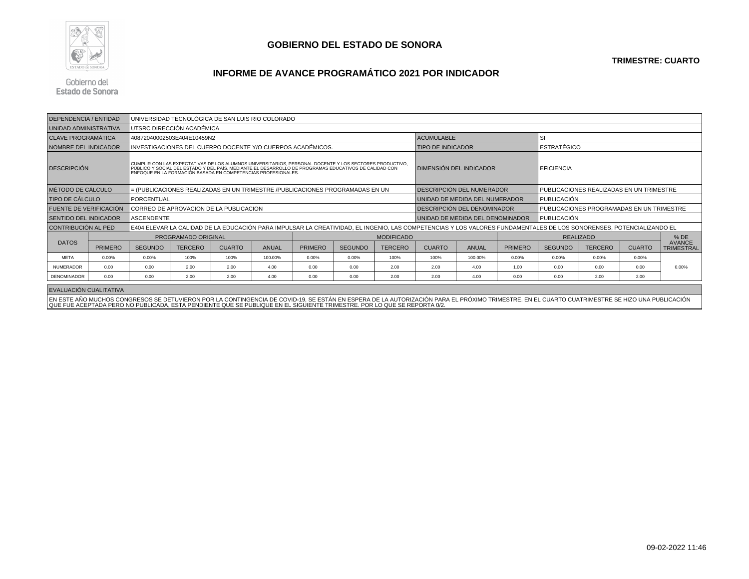**GOBIERNO DEL ESTADO DE SONORA**

**TRIMESTRE: CUARTO**

**INFORME DE AVANCE PROGRAMÁTICO 2021 POR INDICADOR**

Gobierno del Estado de Sonora

| | | | |
|---|---|---|---|
| DEPENDENCIA / ENTIDAD | UNIVERSIDAD TECNOLÓGICA DE SAN LUIS RIO COLORADO | | |
| UNIDAD ADMINISTRATIVA | UTSRC DIRECCIÓN ACADÉMICA | | |
| CLAVE PROGRAMÁTICA | 40872040002503E404E10459N2 | ACUMULABLE | SI |
| NOMBRE DEL INDICADOR | INVESTIGACIONES DEL CUERPO DOCENTE Y/O CUERPOS ACADÉMICOS. | TIPO DE INDICADOR | ESTRATÉGICO |
| DESCRIPCIÓN | CUMPLIR CON LAS EXPECTATIVAS DE LOS ALUMNOS UNIVERSITARIOS, PERSONAL DOCENTE Y LOS SECTORES PRODUCTIVO, PÚBLICO Y SOCIAL DEL ESTADO Y DEL PAÍS, MEDIANTE EL DESARROLLO DE PROGRAMAS EDUCATIVOS DE CALIDAD CON ENFOQUE EN LA FORMACIÓN BASADA EN COMPETENCIAS PROFESIONALES. | DIMENSIÓN DEL INDICADOR | EFICIENCIA |
| MÉTODO DE CÁLCULO | = (PUBLICACIONES REALIZADAS EN UN TRIMESTRE /PUBLICACIONES PROGRAMADAS EN UN | DESCRIPCIÓN DEL NUMERADOR | PUBLICACIONES REALIZADAS EN UN TRIMESTRE |
| TIPO DE CÁLCULO | PORCENTUAL | UNIDAD DE MEDIDA DEL NUMERADOR | PUBLICACIÓN |
| FUENTE DE VERIFICACIÓN | CORREO DE APROVACION DE LA PUBLICACION | DESCRIPCIÓN DEL DENOMINADOR | PUBLICACIONES PROGRAMADAS EN UN TRIMESTRE |
| SENTIDO DEL INDICADOR | ASCENDENTE | UNIDAD DE MEDIDA DEL DENOMINADOR | PUBLICACIÓN |
| CONTRIBUCIÓN AL PED | E404 ELEVAR LA CALIDAD DE LA EDUCACIÓN PARA IMPULSAR LA CREATIVIDAD, EL INGENIO, LAS COMPETENCIAS Y LOS VALORES FUNDAMENTALES DE LOS SONORENSES, POTENCIALIZANDO EL | | |

| DATOS | PROGRAMADO ORIGINAL | | | | | MODIFICADO | | | | | REALIZADO | | | | % DE AVANCE TRIMESTRAL |
|---|---|---|---|---|---|---|---|---|---|---|---|---|---|---|---|
| | PRIMERO | SEGUNDO | TERCERO | CUARTO | ANUAL | PRIMERO | SEGUNDO | TERCERO | CUARTO | ANUAL | PRIMERO | SEGUNDO | TERCERO | CUARTO | |
| META | 0.00% | 0.00% | 100% | 100% | 100.00% | 0.00% | 0.00% | 100% | 100% | 100.00% | 0.00% | 0.00% | 0.00% | 0.00% | 0.00% |
| NUMERADOR | 0.00 | 0.00 | 2.00 | 2.00 | 4.00 | 0.00 | 0.00 | 2.00 | 2.00 | 4.00 | 1.00 | 0.00 | 0.00 | 0.00 | |
| DENOMINADOR | 0.00 | 0.00 | 2.00 | 2.00 | 4.00 | 0.00 | 0.00 | 2.00 | 2.00 | 4.00 | 0.00 | 0.00 | 2.00 | 2.00 | |

| EVALUACIÓN CUALITATIVA |
|---|
| EN ESTE AÑO MUCHOS CONGRESOS SE DETUVIERON POR LA CONTINGENCIA DE COVID-19, SE ESTÁN EN ESPERA DE LA AUTORIZACIÓN PARA EL PRÓXIMO TRIMESTRE. EN EL CUARTO CUATRIMESTRE SE HIZO UNA PUBLICACIÓN QUE FUE ACEPTADA PERO NO PUBLICADA, ESTA PENDIENTE QUE SE PUBLIQUE EN EL SIGUIENTE TRIMESTRE. POR LO QUE SE REPORTA 0/2. |

09-02-2022 11:46